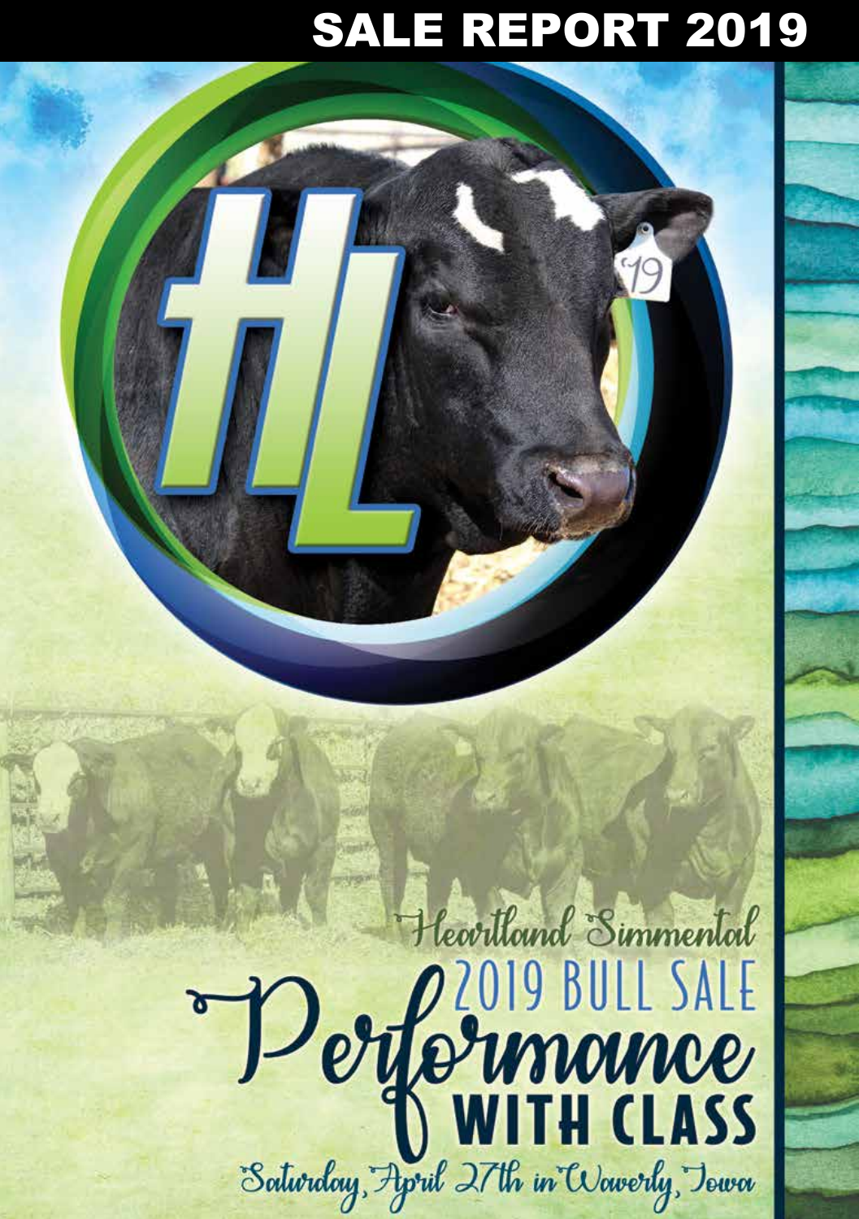# SALE REPORT 2019

Heartland Simmental

## 2019 BULL SALE

# Performance WITH CLASS

Saturday, April 27th in Waverly, Iowa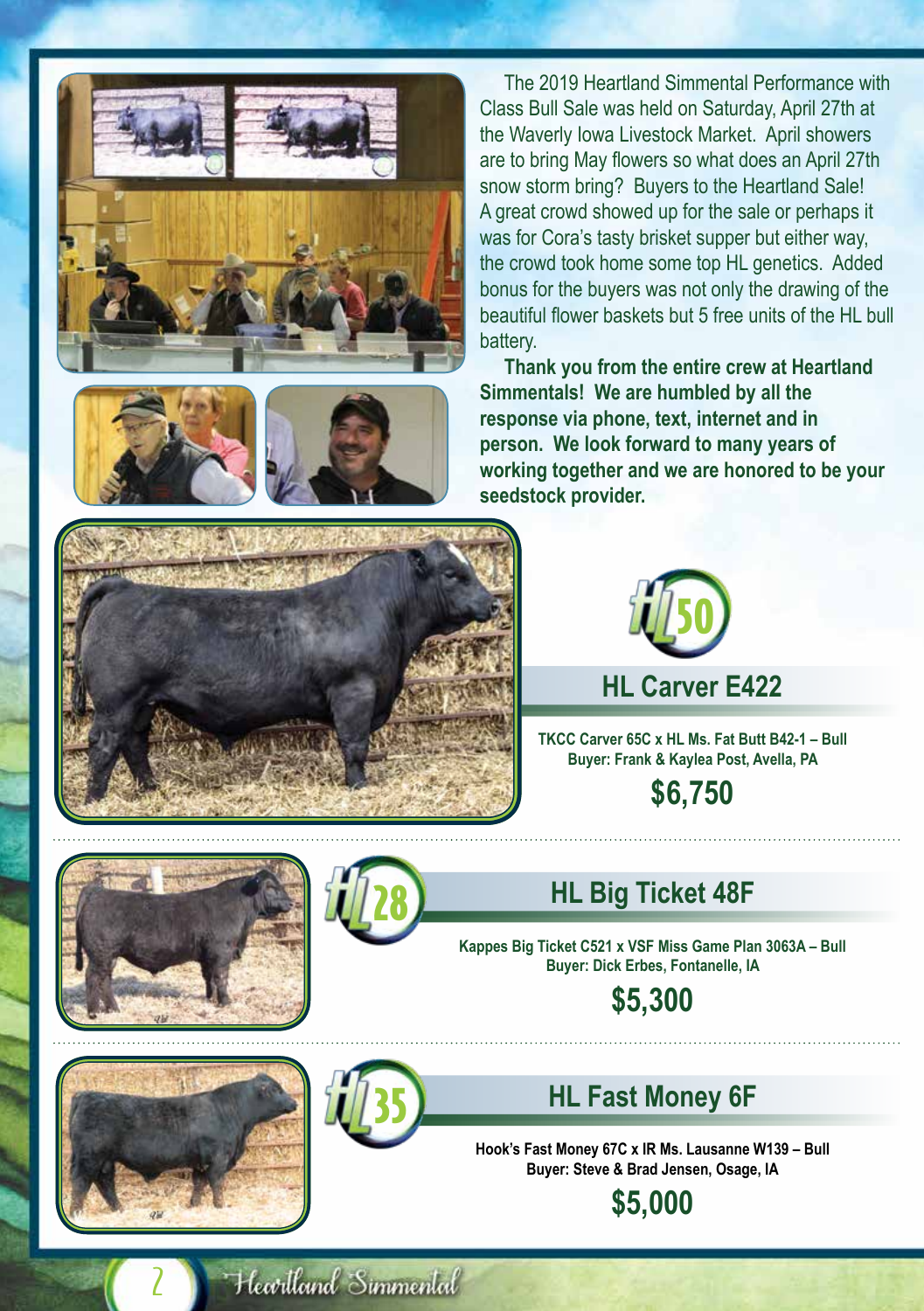The 2019 Heartland Simmental Performance with Class Bull Sale was held on Saturday, April 27th at the Waverly Iowa Livestock Market. April showers are to bring May flowers so what does an April 27th snow storm bring? Buyers to the Heartland Sale! A great crowd showed up for the sale or perhaps it was for Cora's tasty brisket supper but either way, the crowd took home some top HL genetics. Added bonus for the buyers was not only the drawing of the beautiful flower baskets but 5 free units of the HL bull battery.

**Thank you from the entire crew at Heartland Simmentals! We are humbled by all the response via phone, text, internet and in person. We look forward to many years of working together and we are honored to be your seedstock provider.**

HL 50

## HL Carver E422

**TKCC Carver 65C x HL Ms. Fat Butt B42-1 – Bull**
**Buyer: Frank & Kaylea Post, Avella, PA**

**$6,750**

HL 28

## HL Big Ticket 48F

**Kappes Big Ticket C521 x VSF Miss Game Plan 3063A – Bull**
**Buyer: Dick Erbes, Fontanelle, IA**

**$5,300**

HL 35

## HL Fast Money 6F

**Hook's Fast Money 67C x IR Ms. Lausanne W139 – Bull**
**Buyer: Steve & Brad Jensen, Osage, IA**

**$5,000**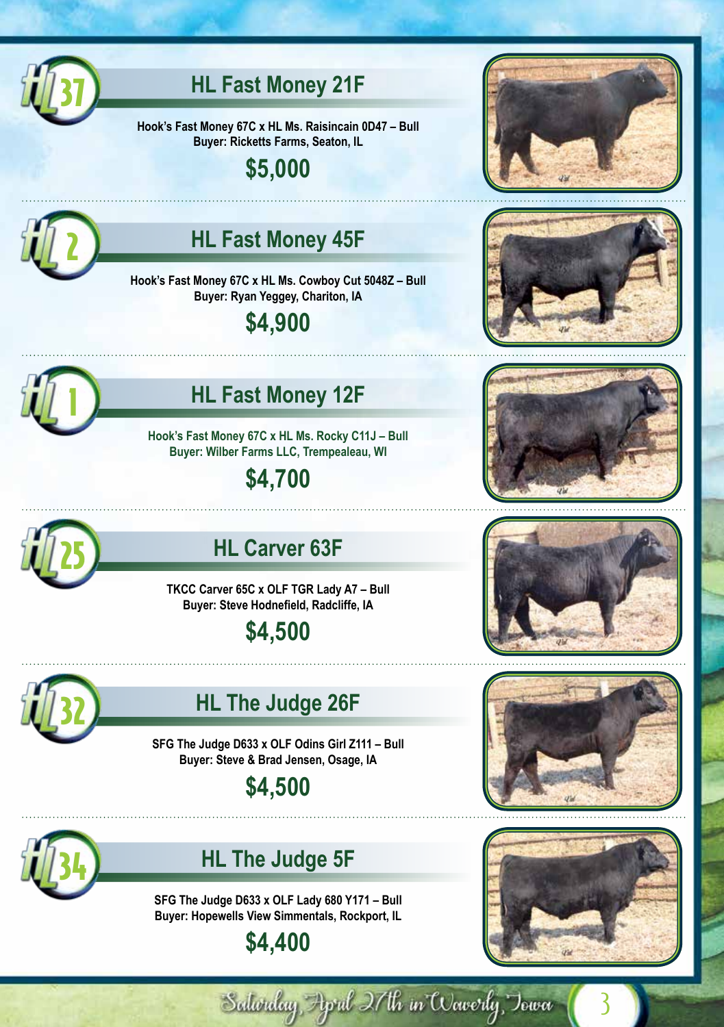## HL Fast Money 21F

HL 37

**Hook's Fast Money 67C x HL Ms. Raisincain 0D47 – Bull**
**Buyer: Ricketts Farms, Seaton, IL**

**$5,000**

## HL Fast Money 45F

HL 2

**Hook's Fast Money 67C x HL Ms. Cowboy Cut 5048Z – Bull**
**Buyer: Ryan Yeggey, Chariton, IA**

**$4,900**

## HL Fast Money 12F

HL 1

**Hook's Fast Money 67C x HL Ms. Rocky C11J – Bull**
**Buyer: Wilber Farms LLC, Trempealeau, WI**

**$4,700**

## HL Carver 63F

HL 25

**TKCC Carver 65C x OLF TGR Lady A7 – Bull**
**Buyer: Steve Hodnefield, Radcliffe, IA**

**$4,500**

## HL The Judge 26F

HL 32

**SFG The Judge D633 x OLF Odins Girl Z111 – Bull**
**Buyer: Steve & Brad Jensen, Osage, IA**

**$4,500**

## HL The Judge 5F

HL 34

**SFG The Judge D633 x OLF Lady 680 Y171 – Bull**
**Buyer: Hopewells View Simmentals, Rockport, IL**

**$4,400**

*Saturday, April 27th in Waverly, Iowa*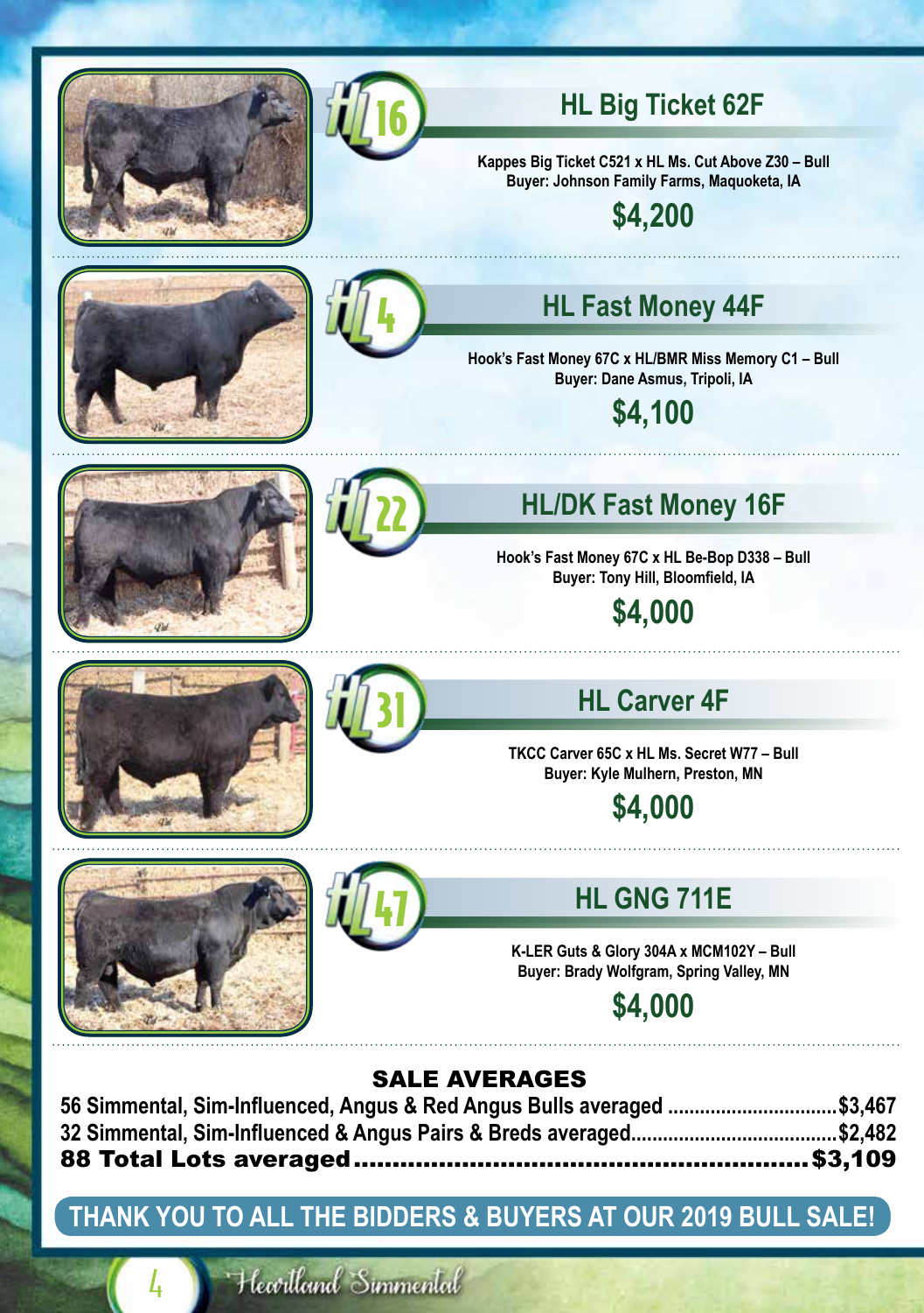## HL 16 — HL Big Ticket 62F

**Kappes Big Ticket C521 x HL Ms. Cut Above Z30 – Bull**
**Buyer: Johnson Family Farms, Maquoketa, IA**

**$4,200**

## HL 4 — HL Fast Money 44F

**Hook's Fast Money 67C x HL/BMR Miss Memory C1 – Bull**
**Buyer: Dane Asmus, Tripoli, IA**

**$4,100**

## HL 22 — HL/DK Fast Money 16F

**Hook's Fast Money 67C x HL Be-Bop D338 – Bull**
**Buyer: Tony Hill, Bloomfield, IA**

**$4,000**

## HL 31 — HL Carver 4F

**TKCC Carver 65C x HL Ms. Secret W77 – Bull**
**Buyer: Kyle Mulhern, Preston, MN**

**$4,000**

## HL 47 — HL GNG 711E

**K-LER Guts & Glory 304A x MCM102Y – Bull**
**Buyer: Brady Wolfgram, Spring Valley, MN**

**$4,000**

## SALE AVERAGES

56 Simmental, Sim-Influenced, Angus & Red Angus Bulls averaged ............................... $3,467
32 Simmental, Sim-Influenced & Angus Pairs & Breds averaged....................................... $2,482
**88 Total Lots averaged ......................................................... $3,109**

**THANK YOU TO ALL THE BIDDERS & BUYERS AT OUR 2019 BULL SALE!**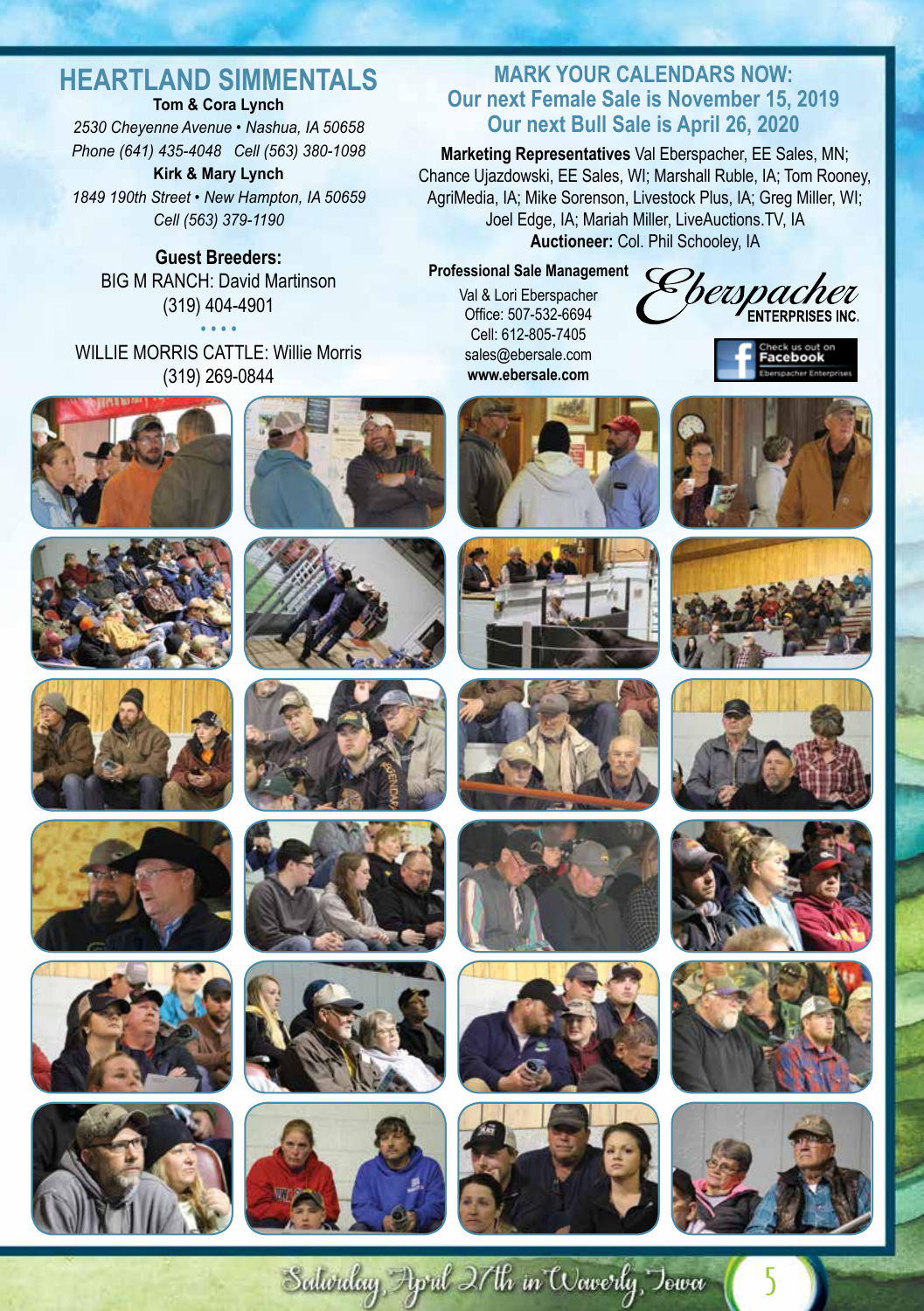# HEARTLAND SIMMENTALS

**Tom & Cora Lynch**

*2530 Cheyenne Avenue • Nashua, IA 50658*

*Phone (641) 435-4048 Cell (563) 380-1098*

**Kirk & Mary Lynch**

*1849 190th Street • New Hampton, IA 50659*

*Cell (563) 379-1190*

**Guest Breeders:**

BIG M RANCH: David Martinson
(319) 404-4901

• • • •

WILLIE MORRIS CATTLE: Willie Morris
(319) 269-0844

## MARK YOUR CALENDARS NOW:
## Our next Female Sale is November 15, 2019
## Our next Bull Sale is April 26, 2020

**Marketing Representatives** Val Eberspacher, EE Sales, MN; Chance Ujazdowski, EE Sales, WI; Marshall Ruble, IA; Tom Rooney, AgriMedia, IA; Mike Sorenson, Livestock Plus, IA; Greg Miller, WI; Joel Edge, IA; Mariah Miller, LiveAuctions.TV, IA

**Auctioneer:** Col. Phil Schooley, IA

**Professional Sale Management**

Val & Lori Eberspacher
Office: 507-532-6694
Cell: 612-805-7405
sales@ebersale.com
**www.ebersale.com**

Eberspacher ENTERPRISES INC.

Check us out on Facebook Eberspacher Enterprises

Saturday, April 27th in Waverly, Iowa